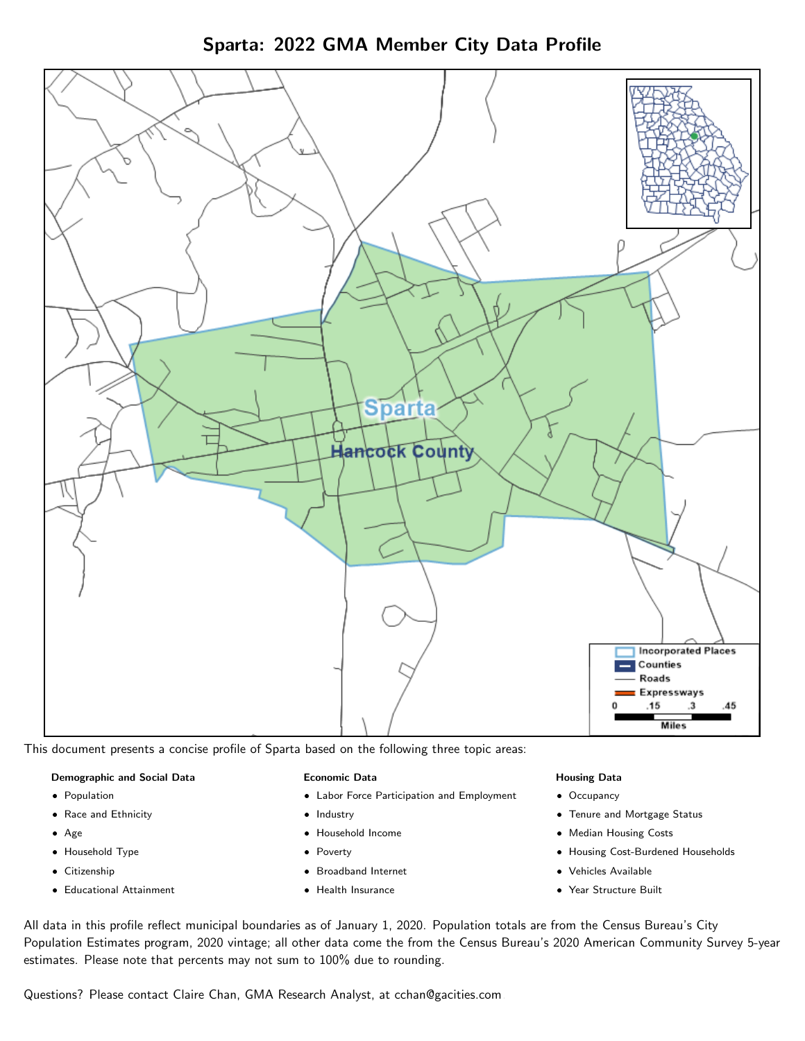# Sparta: 2022 GMA Member City Data Profile

This document presents a concise profile of Sparta based on the following three topic areas:

**Demographic and Social Data**

- Population
- Race and Ethnicity
- Age
- Household Type
- Citizenship
- Educational Attainment

**Economic Data**

- Labor Force Participation and Employment
- Industry
- Household Income
- Poverty
- Broadband Internet
- Health Insurance

**Housing Data**

- Occupancy
- Tenure and Mortgage Status
- Median Housing Costs
- Housing Cost-Burdened Households
- Vehicles Available
- Year Structure Built

All data in this profile reflect municipal boundaries as of January 1, 2020. Population totals are from the Census Bureau's City Population Estimates program, 2020 vintage; all other data come the from the Census Bureau's 2020 American Community Survey 5-year estimates. Please note that percents may not sum to 100% due to rounding.

Questions? Please contact Claire Chan, GMA Research Analyst, at cchan@gacities.com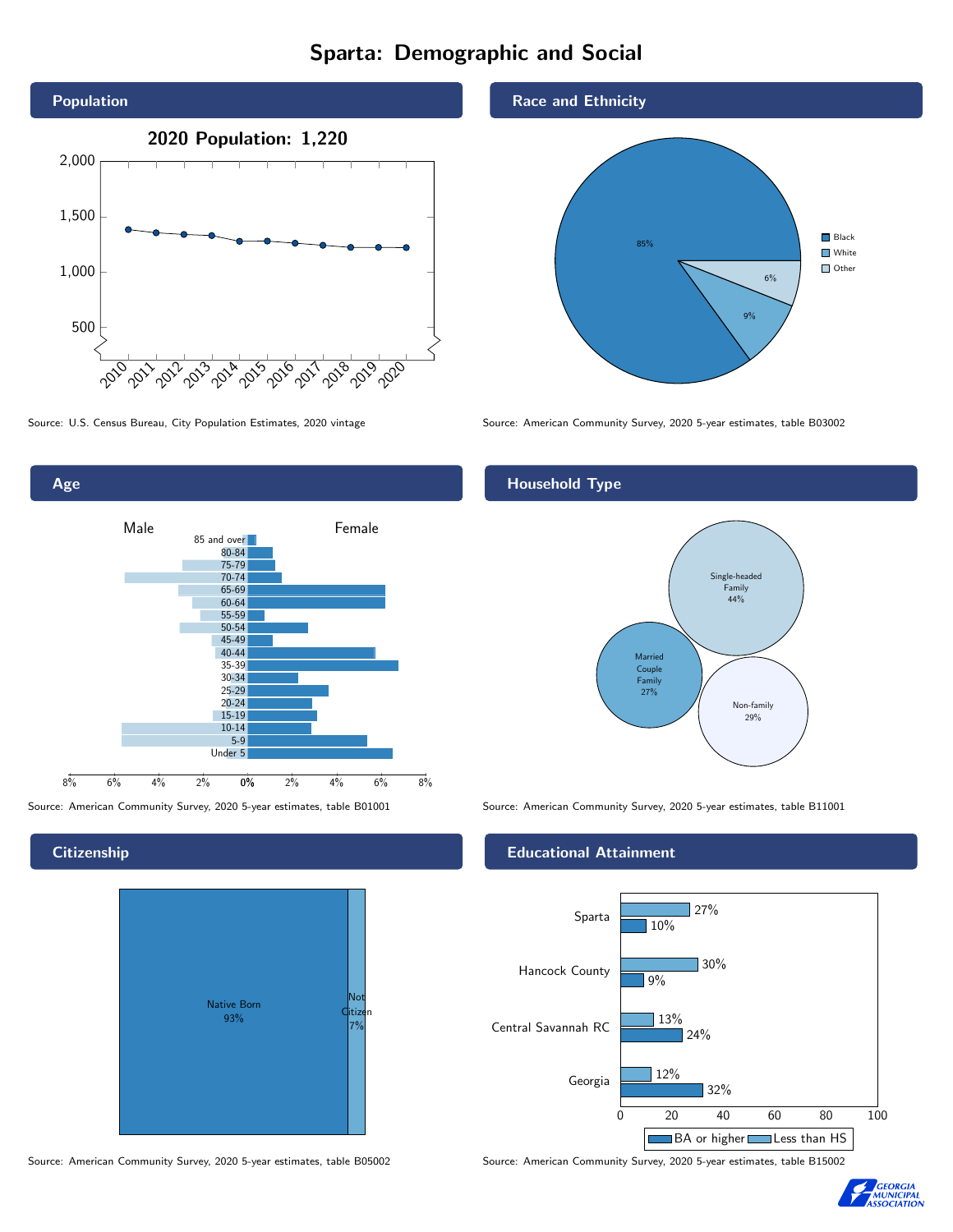# Sparta: Demographic and Social

## Population

**2020 Population: 1,220**

Source: U.S. Census Bureau, City Population Estimates, 2020 vintage

## Race and Ethnicity

| Race | Percent |
| --- | --- |
| Black | 85% |
| White | 9% |
| Other | 6% |

Source: American Community Survey, 2020 5-year estimates, table B03002

## Age

Source: American Community Survey, 2020 5-year estimates, table B01001

## Household Type

| Household Type | Percent |
| --- | --- |
| Single-headed Family | 44% |
| Married Couple Family | 27% |
| Non-family | 29% |

Source: American Community Survey, 2020 5-year estimates, table B11001

## Citizenship

| Citizenship | Percent |
| --- | --- |
| Native Born | 93% |
| Not Citizen | 7% |

Source: American Community Survey, 2020 5-year estimates, table B05002

## Educational Attainment

| Area | Less than HS | BA or higher |
| --- | --- | --- |
| Sparta | 27% | 10% |
| Hancock County | 30% | 9% |
| Central Savannah RC | 13% | 24% |
| Georgia | 12% | 32% |

Source: American Community Survey, 2020 5-year estimates, table B15002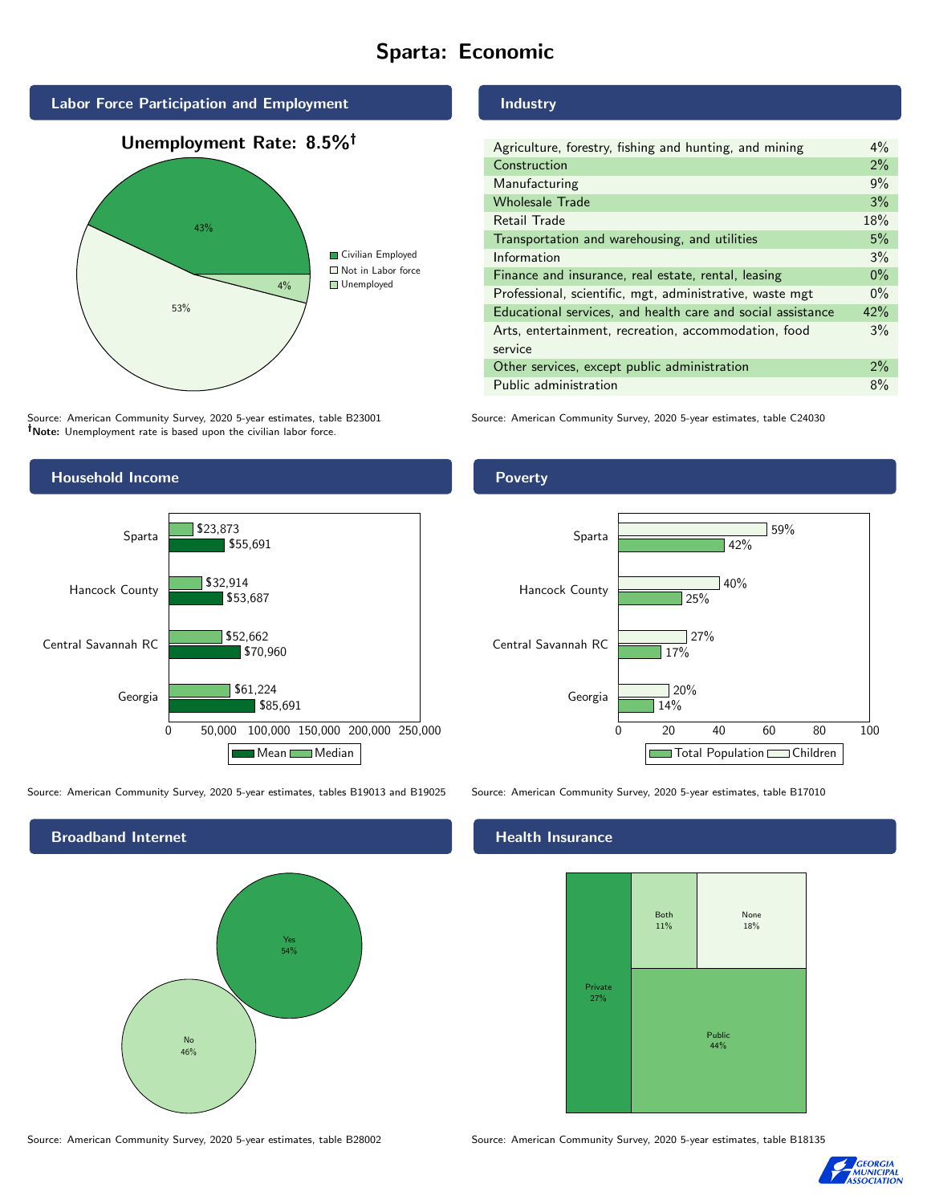# Sparta: Economic

## Labor Force Participation and Employment

**Unemployment Rate: 8.5%†**

| Category | Percent |
|---|---|
| Civilian Employed | 43% |
| Not in Labor force | 53% |
| Unemployed | 4% |

Source: American Community Survey, 2020 5-year estimates, table B23001
**†Note:** Unemployment rate is based upon the civilian labor force.

## Industry

| Industry | Percent |
|---|---|
| Agriculture, forestry, fishing and hunting, and mining | 4% |
| Construction | 2% |
| Manufacturing | 9% |
| Wholesale Trade | 3% |
| Retail Trade | 18% |
| Transportation and warehousing, and utilities | 5% |
| Information | 3% |
| Finance and insurance, real estate, rental, leasing | 0% |
| Professional, scientific, mgt, administrative, waste mgt | 0% |
| Educational services, and health care and social assistance | 42% |
| Arts, entertainment, recreation, accommodation, food service | 3% |
| Other services, except public administration | 2% |
| Public administration | 8% |

Source: American Community Survey, 2020 5-year estimates, table C24030

## Household Income

| Area | Median | Mean |
|---|---|---|
| Sparta | $23,873 | $55,691 |
| Hancock County | $32,914 | $53,687 |
| Central Savannah RC | $52,662 | $70,960 |
| Georgia | $61,224 | $85,691 |

Source: American Community Survey, 2020 5-year estimates, tables B19013 and B19025

## Poverty

| Area | Children | Total Population |
|---|---|---|
| Sparta | 59% | 42% |
| Hancock County | 40% | 25% |
| Central Savannah RC | 27% | 17% |
| Georgia | 20% | 14% |

Source: American Community Survey, 2020 5-year estimates, table B17010

## Broadband Internet

| Response | Percent |
|---|---|
| Yes | 54% |
| No | 46% |

Source: American Community Survey, 2020 5-year estimates, table B28002

## Health Insurance

| Type | Percent |
|---|---|
| Private | 27% |
| Both | 11% |
| None | 18% |
| Public | 44% |

Source: American Community Survey, 2020 5-year estimates, table B18135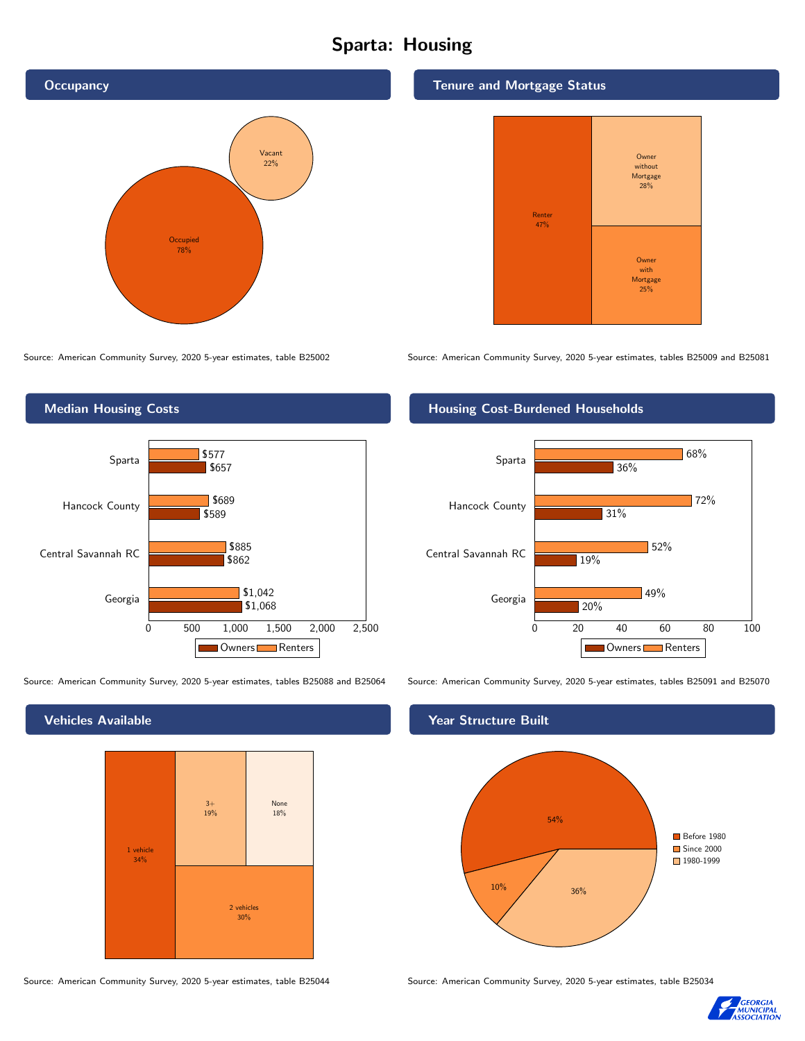# Sparta: Housing

## Occupancy

Vacant
22%

Occupied
78%

Source: American Community Survey, 2020 5-year estimates, table B25002

## Tenure and Mortgage Status

Renter
47%

Owner
without
Mortgage
28%

Owner
with
Mortgage
25%

Source: American Community Survey, 2020 5-year estimates, tables B25009 and B25081

## Median Housing Costs

Sparta
$577
$657

Hancock County
$689
$589

Central Savannah RC
$885
$862

Georgia
$1,042
$1,068

0 500 1,000 1,500 2,000 2,500

Owners Renters

Source: American Community Survey, 2020 5-year estimates, tables B25088 and B25064

## Housing Cost-Burdened Households

Sparta
68%
36%

Hancock County
72%
31%

Central Savannah RC
52%
19%

Georgia
49%
20%

0 20 40 60 80 100

Owners Renters

Source: American Community Survey, 2020 5-year estimates, tables B25091 and B25070

## Vehicles Available

1 vehicle
34%

3+
19%

None
18%

2 vehicles
30%

Source: American Community Survey, 2020 5-year estimates, table B25044

## Year Structure Built

54%

10%

36%

Before 1980
Since 2000
1980-1999

Source: American Community Survey, 2020 5-year estimates, table B25034

GEORGIA MUNICIPAL ASSOCIATION